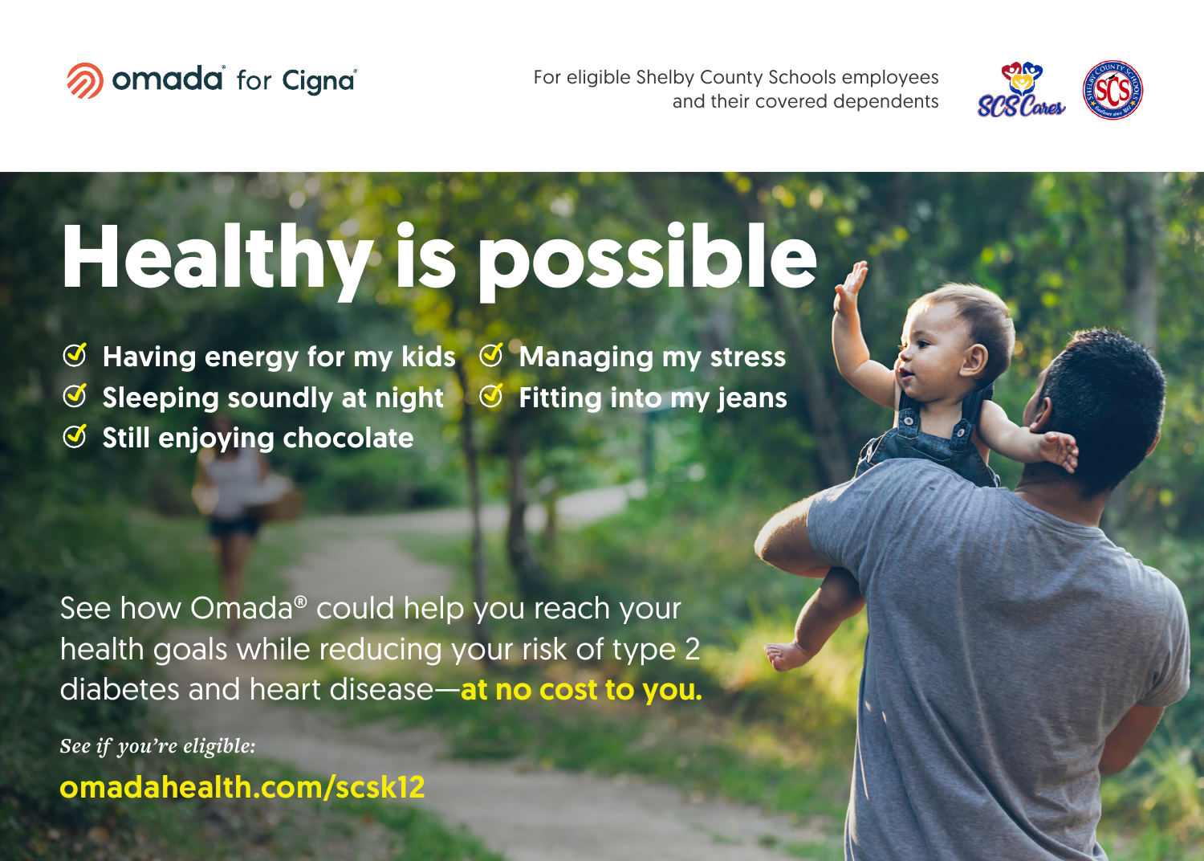omada® for Cigna®

For eligible Shelby County Schools employees and their covered dependents

# Healthy is possible

- Having energy for my kids
- Sleeping soundly at night
- Still enjoying chocolate
- Managing my stress
- Fitting into my jeans

See how Omada® could help you reach your health goals while reducing your risk of type 2 diabetes and heart disease—**at no cost to you.**

*See if you're eligible:*

**omadahealth.com/scsk12**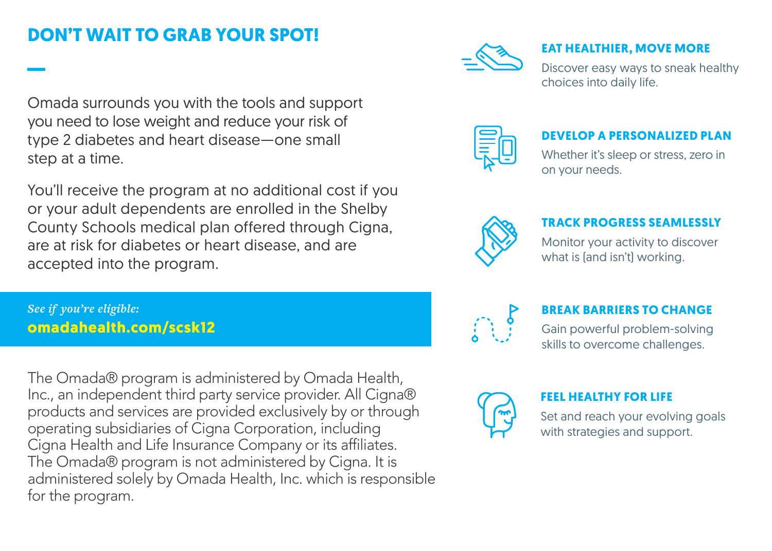## DON'T WAIT TO GRAB YOUR SPOT!

Omada surrounds you with the tools and support you need to lose weight and reduce your risk of type 2 diabetes and heart disease—one small step at a time.

You'll receive the program at no additional cost if you or your adult dependents are enrolled in the Shelby County Schools medical plan offered through Cigna, are at risk for diabetes or heart disease, and are accepted into the program.

*See if you're eligible:*
**omadahealth.com/scsk12**

The Omada® program is administered by Omada Health, Inc., an independent third party service provider. All Cigna® products and services are provided exclusively by or through operating subsidiaries of Cigna Corporation, including Cigna Health and Life Insurance Company or its affiliates. The Omada® program is not administered by Cigna. It is administered solely by Omada Health, Inc. which is responsible for the program.

### EAT HEALTHIER, MOVE MORE

Discover easy ways to sneak healthy choices into daily life.

### DEVELOP A PERSONALIZED PLAN

Whether it's sleep or stress, zero in on your needs.

### TRACK PROGRESS SEAMLESSLY

Monitor your activity to discover what is (and isn't) working.

### BREAK BARRIERS TO CHANGE

Gain powerful problem-solving skills to overcome challenges.

### FEEL HEALTHY FOR LIFE

Set and reach your evolving goals with strategies and support.